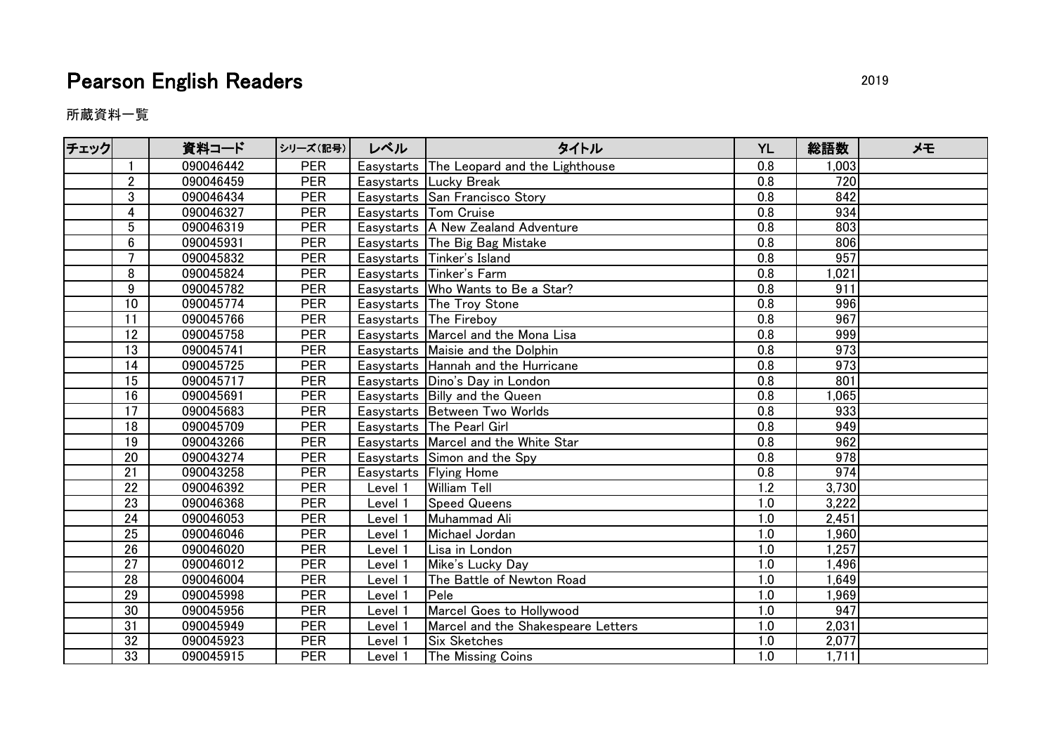# Pearson English Readers

2019

所蔵資料一覧

| チェック | | 資料コード | シリーズ(記号) | レベル | タイトル | YL | 総語数 | メモ |
|---|---|---|---|---|---|---|---|---|
| | 1 | 090046442 | PER | Easystarts | The Leopard and the Lighthouse | 0.8 | 1,003 | |
| | 2 | 090046459 | PER | Easystarts | Lucky Break | 0.8 | 720 | |
| | 3 | 090046434 | PER | Easystarts | San Francisco Story | 0.8 | 842 | |
| | 4 | 090046327 | PER | Easystarts | Tom Cruise | 0.8 | 934 | |
| | 5 | 090046319 | PER | Easystarts | A New Zealand Adventure | 0.8 | 803 | |
| | 6 | 090045931 | PER | Easystarts | The Big Bag Mistake | 0.8 | 806 | |
| | 7 | 090045832 | PER | Easystarts | Tinker's Island | 0.8 | 957 | |
| | 8 | 090045824 | PER | Easystarts | Tinker's Farm | 0.8 | 1,021 | |
| | 9 | 090045782 | PER | Easystarts | Who Wants to Be a Star? | 0.8 | 911 | |
| | 10 | 090045774 | PER | Easystarts | The Troy Stone | 0.8 | 996 | |
| | 11 | 090045766 | PER | Easystarts | The Fireboy | 0.8 | 967 | |
| | 12 | 090045758 | PER | Easystarts | Marcel and the Mona Lisa | 0.8 | 999 | |
| | 13 | 090045741 | PER | Easystarts | Maisie and the Dolphin | 0.8 | 973 | |
| | 14 | 090045725 | PER | Easystarts | Hannah and the Hurricane | 0.8 | 973 | |
| | 15 | 090045717 | PER | Easystarts | Dino's Day in London | 0.8 | 801 | |
| | 16 | 090045691 | PER | Easystarts | Billy and the Queen | 0.8 | 1,065 | |
| | 17 | 090045683 | PER | Easystarts | Between Two Worlds | 0.8 | 933 | |
| | 18 | 090045709 | PER | Easystarts | The Pearl Girl | 0.8 | 949 | |
| | 19 | 090043266 | PER | Easystarts | Marcel and the White Star | 0.8 | 962 | |
| | 20 | 090043274 | PER | Easystarts | Simon and the Spy | 0.8 | 978 | |
| | 21 | 090043258 | PER | Easystarts | Flying Home | 0.8 | 974 | |
| | 22 | 090046392 | PER | Level 1 | William Tell | 1.2 | 3,730 | |
| | 23 | 090046368 | PER | Level 1 | Speed Queens | 1.0 | 3,222 | |
| | 24 | 090046053 | PER | Level 1 | Muhammad Ali | 1.0 | 2,451 | |
| | 25 | 090046046 | PER | Level 1 | Michael Jordan | 1.0 | 1,960 | |
| | 26 | 090046020 | PER | Level 1 | Lisa in London | 1.0 | 1,257 | |
| | 27 | 090046012 | PER | Level 1 | Mike's Lucky Day | 1.0 | 1,496 | |
| | 28 | 090046004 | PER | Level 1 | The Battle of Newton Road | 1.0 | 1,649 | |
| | 29 | 090045998 | PER | Level 1 | Pele | 1.0 | 1,969 | |
| | 30 | 090045956 | PER | Level 1 | Marcel Goes to Hollywood | 1.0 | 947 | |
| | 31 | 090045949 | PER | Level 1 | Marcel and the Shakespeare Letters | 1.0 | 2,031 | |
| | 32 | 090045923 | PER | Level 1 | Six Sketches | 1.0 | 2,077 | |
| | 33 | 090045915 | PER | Level 1 | The Missing Coins | 1.0 | 1,711 | |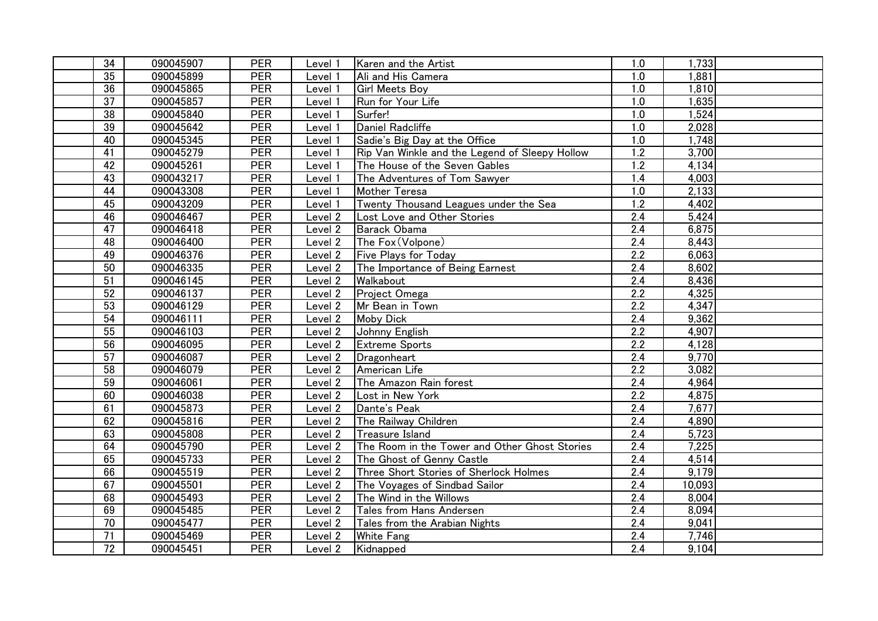|  | 34 | 090045907 | PER | Level 1 | Karen and the Artist | 1.0 | 1,733 |  |
|---|---|---|---|---|---|---|---|---|
|  | 35 | 090045899 | PER | Level 1 | Ali and His Camera | 1.0 | 1,881 |  |
|  | 36 | 090045865 | PER | Level 1 | Girl Meets Boy | 1.0 | 1,810 |  |
|  | 37 | 090045857 | PER | Level 1 | Run for Your Life | 1.0 | 1,635 |  |
|  | 38 | 090045840 | PER | Level 1 | Surfer! | 1.0 | 1,524 |  |
|  | 39 | 090045642 | PER | Level 1 | Daniel Radcliffe | 1.0 | 2,028 |  |
|  | 40 | 090045345 | PER | Level 1 | Sadie's Big Day at the Office | 1.0 | 1,748 |  |
|  | 41 | 090045279 | PER | Level 1 | Rip Van Winkle and the Legend of Sleepy Hollow | 1.2 | 3,700 |  |
|  | 42 | 090045261 | PER | Level 1 | The House of the Seven Gables | 1.2 | 4,134 |  |
|  | 43 | 090043217 | PER | Level 1 | The Adventures of Tom Sawyer | 1.4 | 4,003 |  |
|  | 44 | 090043308 | PER | Level 1 | Mother Teresa | 1.0 | 2,133 |  |
|  | 45 | 090043209 | PER | Level 1 | Twenty Thousand Leagues under the Sea | 1.2 | 4,402 |  |
|  | 46 | 090046467 | PER | Level 2 | Lost Love and Other Stories | 2.4 | 5,424 |  |
|  | 47 | 090046418 | PER | Level 2 | Barack Obama | 2.4 | 6,875 |  |
|  | 48 | 090046400 | PER | Level 2 | The Fox（Volpone） | 2.4 | 8,443 |  |
|  | 49 | 090046376 | PER | Level 2 | Five Plays for Today | 2.2 | 6,063 |  |
|  | 50 | 090046335 | PER | Level 2 | The Importance of Being Earnest | 2.4 | 8,602 |  |
|  | 51 | 090046145 | PER | Level 2 | Walkabout | 2.4 | 8,436 |  |
|  | 52 | 090046137 | PER | Level 2 | Project Omega | 2.2 | 4,325 |  |
|  | 53 | 090046129 | PER | Level 2 | Mr Bean in Town | 2.2 | 4,347 |  |
|  | 54 | 090046111 | PER | Level 2 | Moby Dick | 2.4 | 9,362 |  |
|  | 55 | 090046103 | PER | Level 2 | Johnny English | 2.2 | 4,907 |  |
|  | 56 | 090046095 | PER | Level 2 | Extreme Sports | 2.2 | 4,128 |  |
|  | 57 | 090046087 | PER | Level 2 | Dragonheart | 2.4 | 9,770 |  |
|  | 58 | 090046079 | PER | Level 2 | American Life | 2.2 | 3,082 |  |
|  | 59 | 090046061 | PER | Level 2 | The Amazon Rain forest | 2.4 | 4,964 |  |
|  | 60 | 090046038 | PER | Level 2 | Lost in New York | 2.2 | 4,875 |  |
|  | 61 | 090045873 | PER | Level 2 | Dante's Peak | 2.4 | 7,677 |  |
|  | 62 | 090045816 | PER | Level 2 | The Railway Children | 2.4 | 4,890 |  |
|  | 63 | 090045808 | PER | Level 2 | Treasure Island | 2.4 | 5,723 |  |
|  | 64 | 090045790 | PER | Level 2 | The Room in the Tower and Other Ghost Stories | 2.4 | 7,225 |  |
|  | 65 | 090045733 | PER | Level 2 | The Ghost of Genny Castle | 2.4 | 4,514 |  |
|  | 66 | 090045519 | PER | Level 2 | Three Short Stories of Sherlock Holmes | 2.4 | 9,179 |  |
|  | 67 | 090045501 | PER | Level 2 | The Voyages of Sindbad Sailor | 2.4 | 10,093 |  |
|  | 68 | 090045493 | PER | Level 2 | The Wind in the Willows | 2.4 | 8,004 |  |
|  | 69 | 090045485 | PER | Level 2 | Tales from Hans Andersen | 2.4 | 8,094 |  |
|  | 70 | 090045477 | PER | Level 2 | Tales from the Arabian Nights | 2.4 | 9,041 |  |
|  | 71 | 090045469 | PER | Level 2 | White Fang | 2.4 | 7,746 |  |
|  | 72 | 090045451 | PER | Level 2 | Kidnapped | 2.4 | 9,104 |  |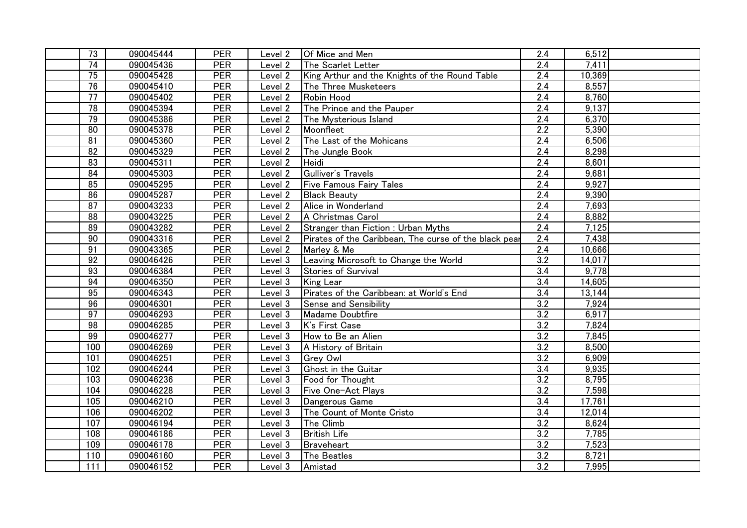| | | | | | | | |
|---|---|---|---|---|---|---|---|
| 73 | 090045444 | PER | Level 2 | Of Mice and Men | 2.4 | 6,512 | |
| 74 | 090045436 | PER | Level 2 | The Scarlet Letter | 2.4 | 7,411 | |
| 75 | 090045428 | PER | Level 2 | King Arthur and the Knights of the Round Table | 2.4 | 10,369 | |
| 76 | 090045410 | PER | Level 2 | The Three Musketeers | 2.4 | 8,557 | |
| 77 | 090045402 | PER | Level 2 | Robin Hood | 2.4 | 8,760 | |
| 78 | 090045394 | PER | Level 2 | The Prince and the Pauper | 2.4 | 9,137 | |
| 79 | 090045386 | PER | Level 2 | The Mysterious Island | 2.4 | 6,370 | |
| 80 | 090045378 | PER | Level 2 | Moonfleet | 2.2 | 5,390 | |
| 81 | 090045360 | PER | Level 2 | The Last of the Mohicans | 2.4 | 6,506 | |
| 82 | 090045329 | PER | Level 2 | The Jungle Book | 2.4 | 8,298 | |
| 83 | 090045311 | PER | Level 2 | Heidi | 2.4 | 8,601 | |
| 84 | 090045303 | PER | Level 2 | Gulliver's Travels | 2.4 | 9,681 | |
| 85 | 090045295 | PER | Level 2 | Five Famous Fairy Tales | 2.4 | 9,927 | |
| 86 | 090045287 | PER | Level 2 | Black Beauty | 2.4 | 9,390 | |
| 87 | 090043233 | PER | Level 2 | Alice in Wonderland | 2.4 | 7,693 | |
| 88 | 090043225 | PER | Level 2 | A Christmas Carol | 2.4 | 8,882 | |
| 89 | 090043282 | PER | Level 2 | Stranger than Fiction : Urban Myths | 2.4 | 7,125 | |
| 90 | 090043316 | PER | Level 2 | Pirates of the Caribbean, The curse of the black pear | 2.4 | 7,438 | |
| 91 | 090043365 | PER | Level 2 | Marley & Me | 2.4 | 10,666 | |
| 92 | 090046426 | PER | Level 3 | Leaving Microsoft to Change the World | 3.2 | 14,017 | |
| 93 | 090046384 | PER | Level 3 | Stories of Survival | 3.4 | 9,778 | |
| 94 | 090046350 | PER | Level 3 | King Lear | 3.4 | 14,605 | |
| 95 | 090046343 | PER | Level 3 | Pirates of the Caribbean: at World's End | 3.4 | 13,144 | |
| 96 | 090046301 | PER | Level 3 | Sense and Sensibility | 3.2 | 7,924 | |
| 97 | 090046293 | PER | Level 3 | Madame Doubtfire | 3.2 | 6,917 | |
| 98 | 090046285 | PER | Level 3 | K's First Case | 3.2 | 7,824 | |
| 99 | 090046277 | PER | Level 3 | How to Be an Alien | 3.2 | 7,845 | |
| 100 | 090046269 | PER | Level 3 | A History of Britain | 3.2 | 8,500 | |
| 101 | 090046251 | PER | Level 3 | Grey Owl | 3.2 | 6,909 | |
| 102 | 090046244 | PER | Level 3 | Ghost in the Guitar | 3.4 | 9,935 | |
| 103 | 090046236 | PER | Level 3 | Food for Thought | 3.2 | 8,795 | |
| 104 | 090046228 | PER | Level 3 | Five One-Act Plays | 3.2 | 7,598 | |
| 105 | 090046210 | PER | Level 3 | Dangerous Game | 3.4 | 17,761 | |
| 106 | 090046202 | PER | Level 3 | The Count of Monte Cristo | 3.4 | 12,014 | |
| 107 | 090046194 | PER | Level 3 | The Climb | 3.2 | 8,624 | |
| 108 | 090046186 | PER | Level 3 | British Life | 3.2 | 7,785 | |
| 109 | 090046178 | PER | Level 3 | Braveheart | 3.2 | 7,523 | |
| 110 | 090046160 | PER | Level 3 | The Beatles | 3.2 | 8,721 | |
| 111 | 090046152 | PER | Level 3 | Amistad | 3.2 | 7,995 | |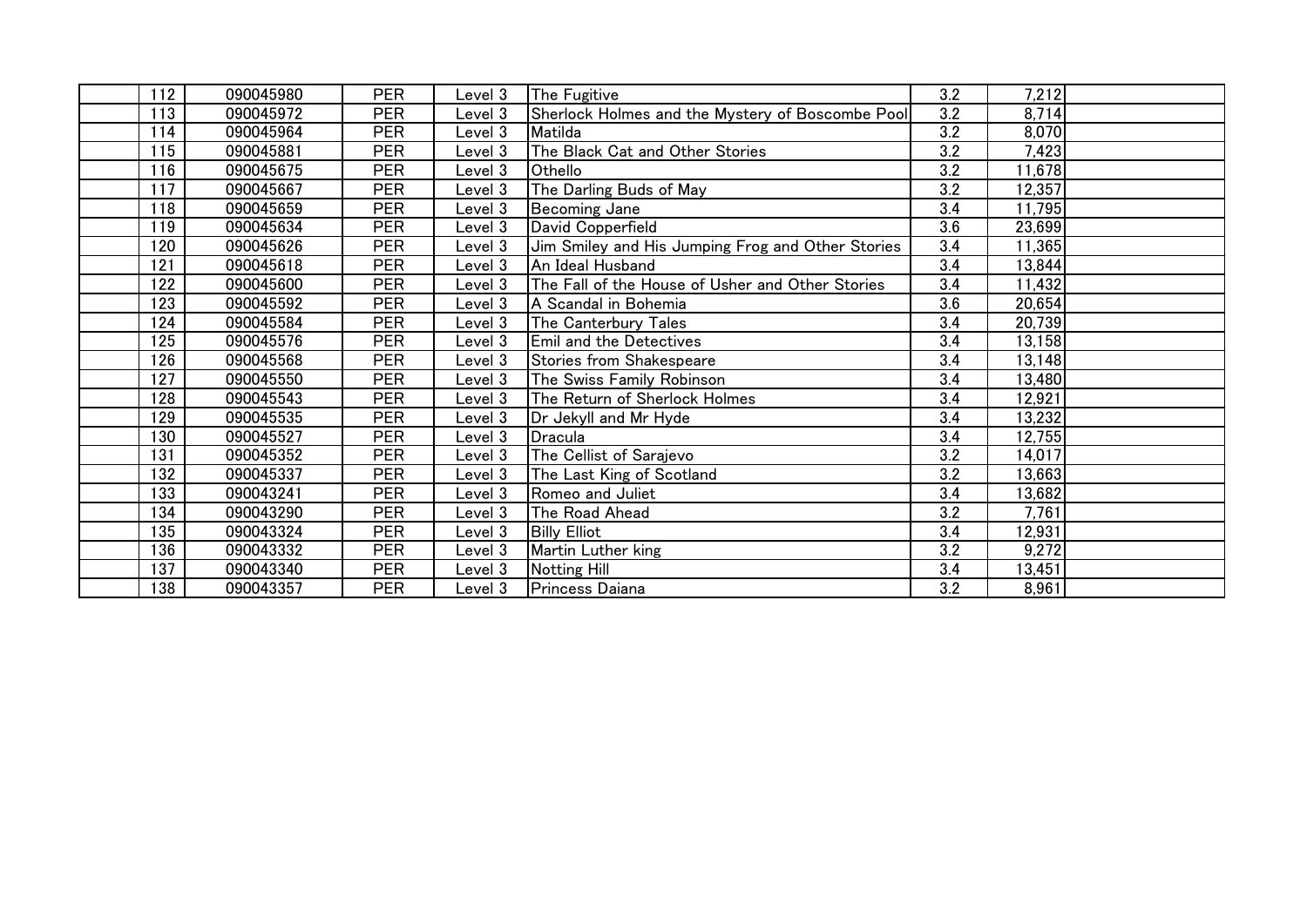| | | | | | | | | |
|---|---|---|---|---|---|---|---|---|
| | 112 | 090045980 | PER | Level 3 | The Fugitive | 3.2 | 7,212 | |
| | 113 | 090045972 | PER | Level 3 | Sherlock Holmes and the Mystery of Boscombe Pool | 3.2 | 8,714 | |
| | 114 | 090045964 | PER | Level 3 | Matilda | 3.2 | 8,070 | |
| | 115 | 090045881 | PER | Level 3 | The Black Cat and Other Stories | 3.2 | 7,423 | |
| | 116 | 090045675 | PER | Level 3 | Othello | 3.2 | 11,678 | |
| | 117 | 090045667 | PER | Level 3 | The Darling Buds of May | 3.2 | 12,357 | |
| | 118 | 090045659 | PER | Level 3 | Becoming Jane | 3.4 | 11,795 | |
| | 119 | 090045634 | PER | Level 3 | David Copperfield | 3.6 | 23,699 | |
| | 120 | 090045626 | PER | Level 3 | Jim Smiley and His Jumping Frog and Other Stories | 3.4 | 11,365 | |
| | 121 | 090045618 | PER | Level 3 | An Ideal Husband | 3.4 | 13,844 | |
| | 122 | 090045600 | PER | Level 3 | The Fall of the House of Usher and Other Stories | 3.4 | 11,432 | |
| | 123 | 090045592 | PER | Level 3 | A Scandal in Bohemia | 3.6 | 20,654 | |
| | 124 | 090045584 | PER | Level 3 | The Canterbury Tales | 3.4 | 20,739 | |
| | 125 | 090045576 | PER | Level 3 | Emil and the Detectives | 3.4 | 13,158 | |
| | 126 | 090045568 | PER | Level 3 | Stories from Shakespeare | 3.4 | 13,148 | |
| | 127 | 090045550 | PER | Level 3 | The Swiss Family Robinson | 3.4 | 13,480 | |
| | 128 | 090045543 | PER | Level 3 | The Return of Sherlock Holmes | 3.4 | 12,921 | |
| | 129 | 090045535 | PER | Level 3 | Dr Jekyll and Mr Hyde | 3.4 | 13,232 | |
| | 130 | 090045527 | PER | Level 3 | Dracula | 3.4 | 12,755 | |
| | 131 | 090045352 | PER | Level 3 | The Cellist of Sarajevo | 3.2 | 14,017 | |
| | 132 | 090045337 | PER | Level 3 | The Last King of Scotland | 3.2 | 13,663 | |
| | 133 | 090043241 | PER | Level 3 | Romeo and Juliet | 3.4 | 13,682 | |
| | 134 | 090043290 | PER | Level 3 | The Road Ahead | 3.2 | 7,761 | |
| | 135 | 090043324 | PER | Level 3 | Billy Elliot | 3.4 | 12,931 | |
| | 136 | 090043332 | PER | Level 3 | Martin Luther king | 3.2 | 9,272 | |
| | 137 | 090043340 | PER | Level 3 | Notting Hill | 3.4 | 13,451 | |
| | 138 | 090043357 | PER | Level 3 | Princess Daiana | 3.2 | 8,961 | |